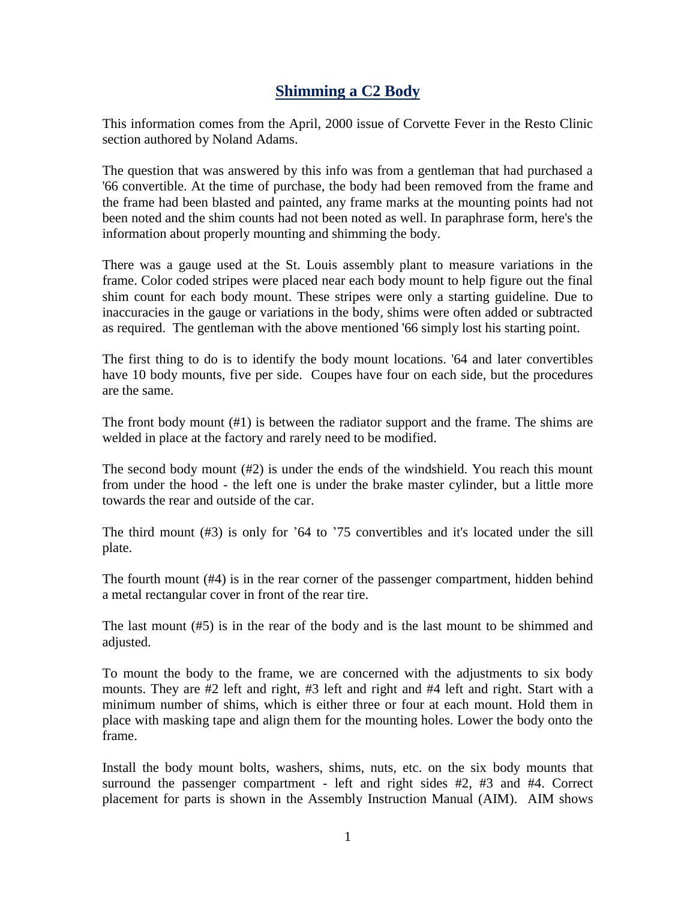# Shimming a C2 Body

This information comes from the April, 2000 issue of Corvette Fever in the Resto Clinic section authored by Noland Adams.

The question that was answered by this info was from a gentleman that had purchased a '66 convertible. At the time of purchase, the body had been removed from the frame and the frame had been blasted and painted, any frame marks at the mounting points had not been noted and the shim counts had not been noted as well. In paraphrase form, here's the information about properly mounting and shimming the body.

There was a gauge used at the St. Louis assembly plant to measure variations in the frame. Color coded stripes were placed near each body mount to help figure out the final shim count for each body mount. These stripes were only a starting guideline. Due to inaccuracies in the gauge or variations in the body, shims were often added or subtracted as required. The gentleman with the above mentioned '66 simply lost his starting point.

The first thing to do is to identify the body mount locations. '64 and later convertibles have 10 body mounts, five per side. Coupes have four on each side, but the procedures are the same.

The front body mount (#1) is between the radiator support and the frame. The shims are welded in place at the factory and rarely need to be modified.

The second body mount (#2) is under the ends of the windshield. You reach this mount from under the hood - the left one is under the brake master cylinder, but a little more towards the rear and outside of the car.

The third mount (#3) is only for '64 to '75 convertibles and it's located under the sill plate.

The fourth mount (#4) is in the rear corner of the passenger compartment, hidden behind a metal rectangular cover in front of the rear tire.

The last mount (#5) is in the rear of the body and is the last mount to be shimmed and adjusted.

To mount the body to the frame, we are concerned with the adjustments to six body mounts. They are #2 left and right, #3 left and right and #4 left and right. Start with a minimum number of shims, which is either three or four at each mount. Hold them in place with masking tape and align them for the mounting holes. Lower the body onto the frame.

Install the body mount bolts, washers, shims, nuts, etc. on the six body mounts that surround the passenger compartment - left and right sides #2, #3 and #4. Correct placement for parts is shown in the Assembly Instruction Manual (AIM). AIM shows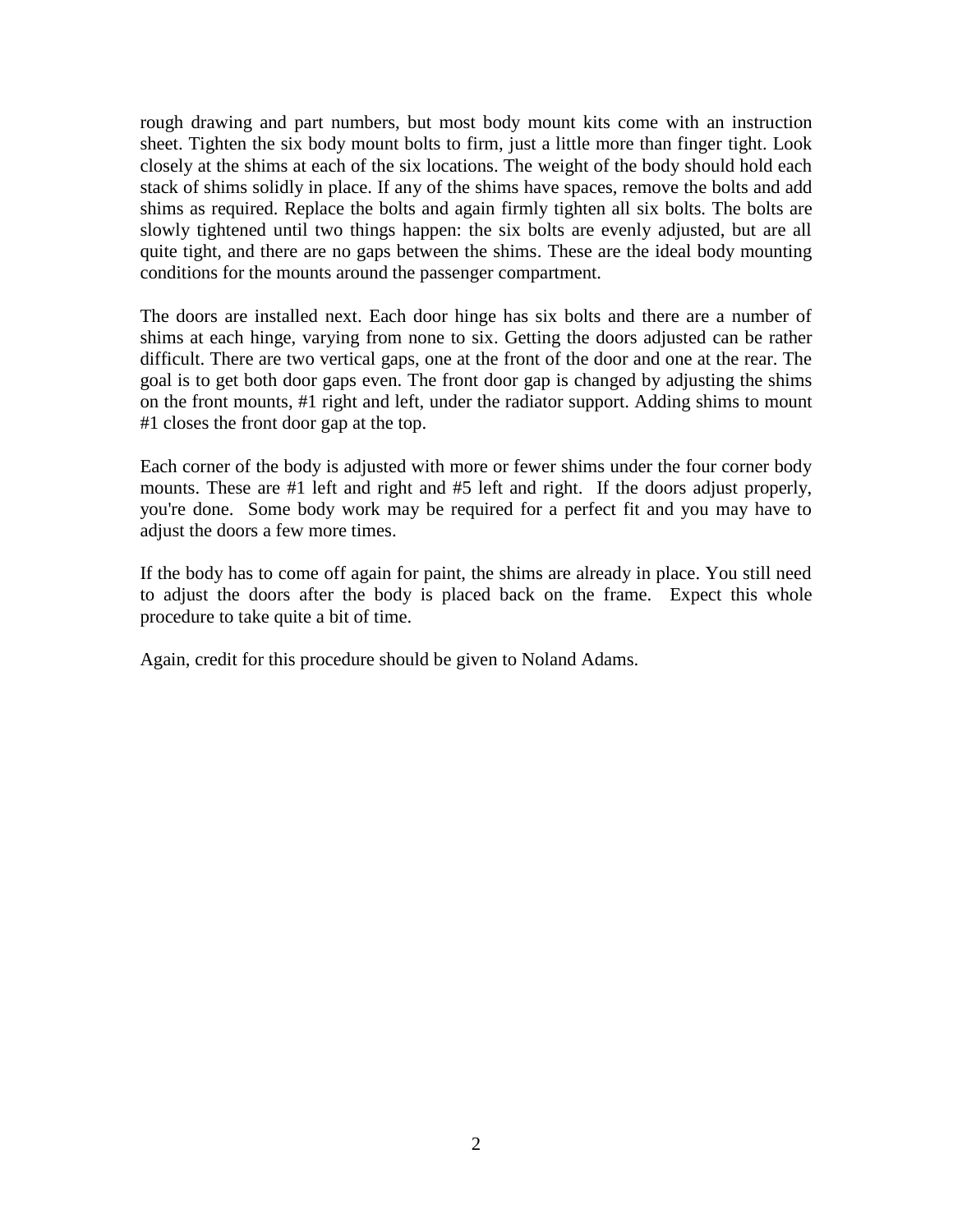rough drawing and part numbers, but most body mount kits come with an instruction sheet. Tighten the six body mount bolts to firm, just a little more than finger tight. Look closely at the shims at each of the six locations. The weight of the body should hold each stack of shims solidly in place. If any of the shims have spaces, remove the bolts and add shims as required. Replace the bolts and again firmly tighten all six bolts. The bolts are slowly tightened until two things happen: the six bolts are evenly adjusted, but are all quite tight, and there are no gaps between the shims. These are the ideal body mounting conditions for the mounts around the passenger compartment.

The doors are installed next. Each door hinge has six bolts and there are a number of shims at each hinge, varying from none to six. Getting the doors adjusted can be rather difficult. There are two vertical gaps, one at the front of the door and one at the rear. The goal is to get both door gaps even. The front door gap is changed by adjusting the shims on the front mounts, #1 right and left, under the radiator support. Adding shims to mount #1 closes the front door gap at the top.

Each corner of the body is adjusted with more or fewer shims under the four corner body mounts. These are #1 left and right and #5 left and right. If the doors adjust properly, you're done. Some body work may be required for a perfect fit and you may have to adjust the doors a few more times.

If the body has to come off again for paint, the shims are already in place. You still need to adjust the doors after the body is placed back on the frame. Expect this whole procedure to take quite a bit of time.

Again, credit for this procedure should be given to Noland Adams.